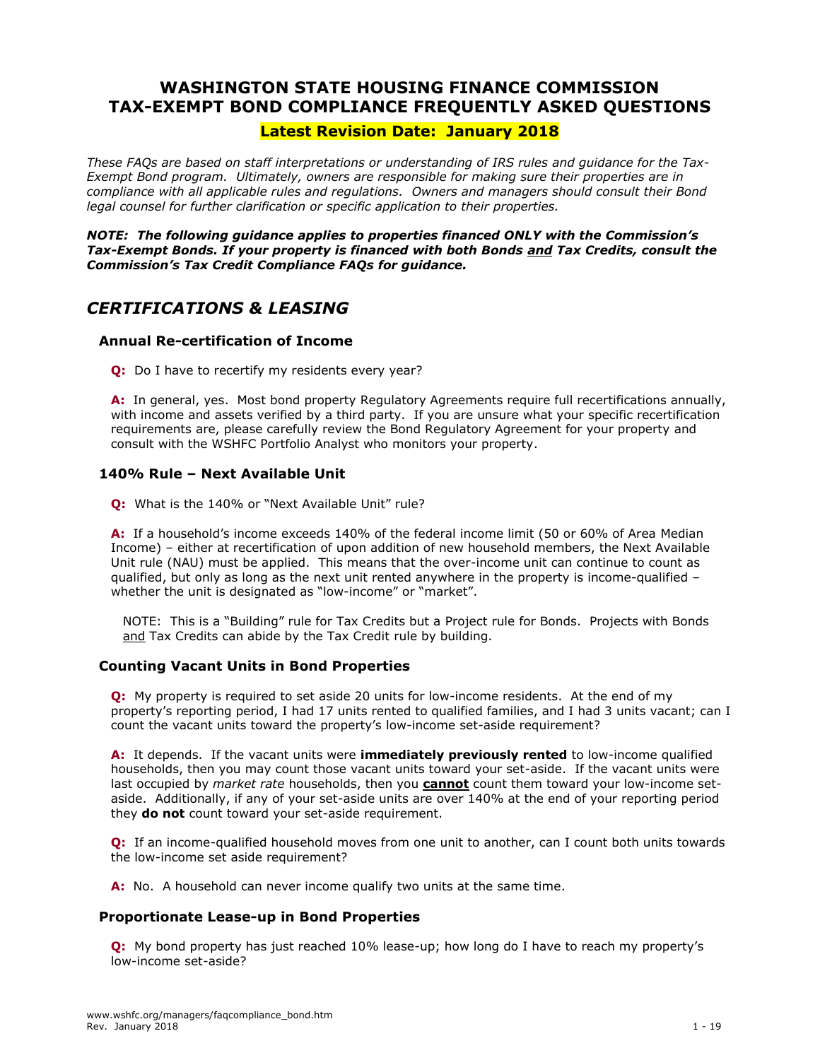# WASHINGTON STATE HOUSING FINANCE COMMISSION
# TAX-EXEMPT BOND COMPLIANCE FREQUENTLY ASKED QUESTIONS

**Latest Revision Date: January 2018**

*These FAQs are based on staff interpretations or understanding of IRS rules and guidance for the Tax-Exempt Bond program. Ultimately, owners are responsible for making sure their properties are in compliance with all applicable rules and regulations. Owners and managers should consult their Bond legal counsel for further clarification or specific application to their properties.*

***NOTE: The following guidance applies to properties financed ONLY with the Commission's Tax-Exempt Bonds. If your property is financed with both Bonds and Tax Credits, consult the Commission's Tax Credit Compliance FAQs for guidance.***

## CERTIFICATIONS & LEASING

### Annual Re-certification of Income

**Q:** Do I have to recertify my residents every year?

**A:** In general, yes. Most bond property Regulatory Agreements require full recertifications annually, with income and assets verified by a third party. If you are unsure what your specific recertification requirements are, please carefully review the Bond Regulatory Agreement for your property and consult with the WSHFC Portfolio Analyst who monitors your property.

### 140% Rule – Next Available Unit

**Q:** What is the 140% or "Next Available Unit" rule?

**A:** If a household's income exceeds 140% of the federal income limit (50 or 60% of Area Median Income) – either at recertification of upon addition of new household members, the Next Available Unit rule (NAU) must be applied. This means that the over-income unit can continue to count as qualified, but only as long as the next unit rented anywhere in the property is income-qualified – whether the unit is designated as "low-income" or "market".

NOTE: This is a "Building" rule for Tax Credits but a Project rule for Bonds. Projects with Bonds and Tax Credits can abide by the Tax Credit rule by building.

### Counting Vacant Units in Bond Properties

**Q:** My property is required to set aside 20 units for low-income residents. At the end of my property's reporting period, I had 17 units rented to qualified families, and I had 3 units vacant; can I count the vacant units toward the property's low-income set-aside requirement?

**A:** It depends. If the vacant units were **immediately previously rented** to low-income qualified households, then you may count those vacant units toward your set-aside. If the vacant units were last occupied by *market rate* households, then you **cannot** count them toward your low-income set-aside. Additionally, if any of your set-aside units are over 140% at the end of your reporting period they **do not** count toward your set-aside requirement.

**Q:** If an income-qualified household moves from one unit to another, can I count both units towards the low-income set aside requirement?

**A:** No. A household can never income qualify two units at the same time.

### Proportionate Lease-up in Bond Properties

**Q:** My bond property has just reached 10% lease-up; how long do I have to reach my property's low-income set-aside?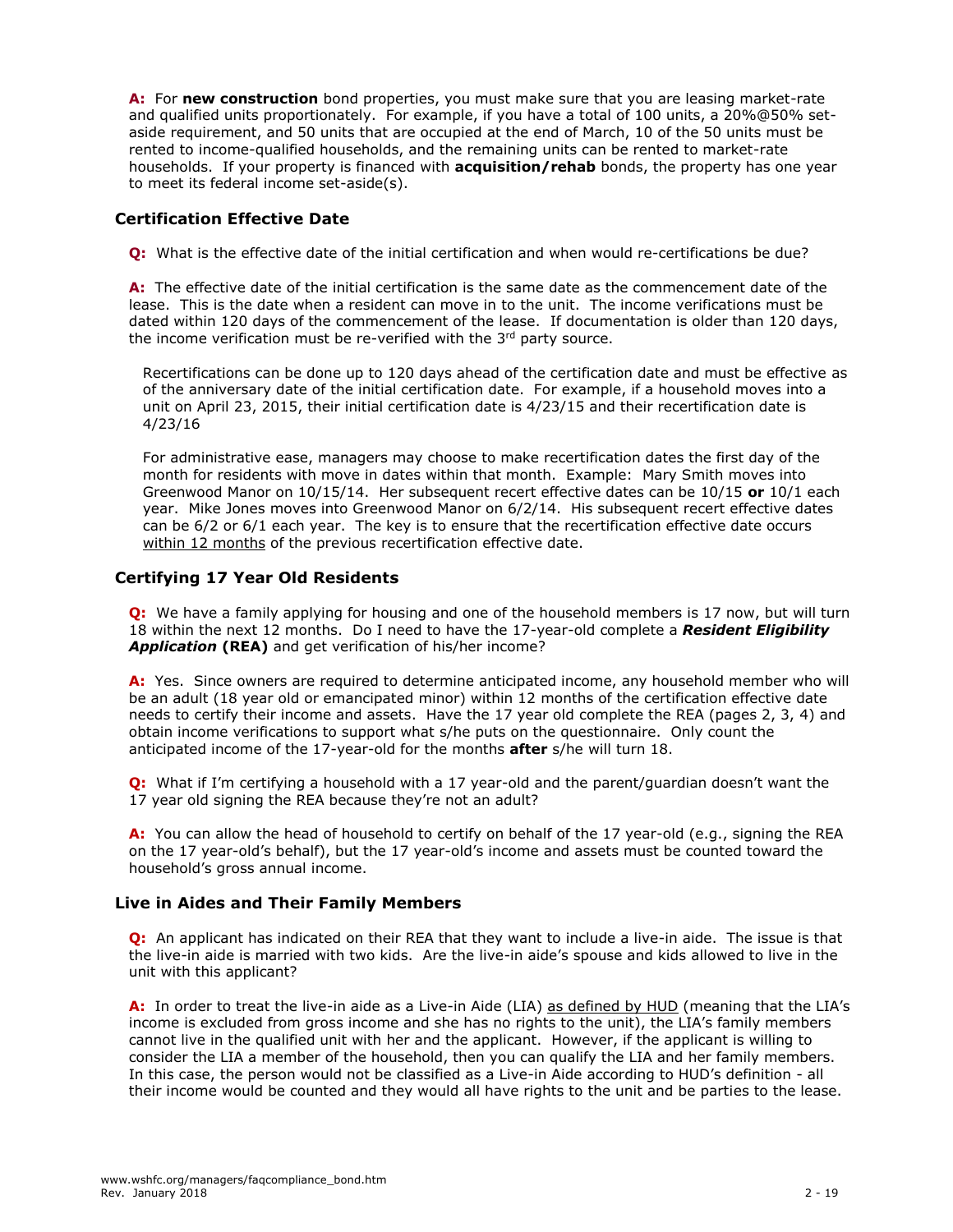**A:** For **new construction** bond properties, you must make sure that you are leasing market-rate and qualified units proportionately. For example, if you have a total of 100 units, a 20%@50% set-aside requirement, and 50 units that are occupied at the end of March, 10 of the 50 units must be rented to income-qualified households, and the remaining units can be rented to market-rate households. If your property is financed with **acquisition/rehab** bonds, the property has one year to meet its federal income set-aside(s).

### Certification Effective Date

**Q:** What is the effective date of the initial certification and when would re-certifications be due?

**A:** The effective date of the initial certification is the same date as the commencement date of the lease. This is the date when a resident can move in to the unit. The income verifications must be dated within 120 days of the commencement of the lease. If documentation is older than 120 days, the income verification must be re-verified with the 3rd party source.

Recertifications can be done up to 120 days ahead of the certification date and must be effective as of the anniversary date of the initial certification date. For example, if a household moves into a unit on April 23, 2015, their initial certification date is 4/23/15 and their recertification date is 4/23/16

For administrative ease, managers may choose to make recertification dates the first day of the month for residents with move in dates within that month. Example: Mary Smith moves into Greenwood Manor on 10/15/14. Her subsequent recert effective dates can be 10/15 **or** 10/1 each year. Mike Jones moves into Greenwood Manor on 6/2/14. His subsequent recert effective dates can be 6/2 or 6/1 each year. The key is to ensure that the recertification effective date occurs within 12 months of the previous recertification effective date.

### Certifying 17 Year Old Residents

**Q:** We have a family applying for housing and one of the household members is 17 now, but will turn 18 within the next 12 months. Do I need to have the 17-year-old complete a ***Resident Eligibility Application*** **(REA)** and get verification of his/her income?

**A:** Yes. Since owners are required to determine anticipated income, any household member who will be an adult (18 year old or emancipated minor) within 12 months of the certification effective date needs to certify their income and assets. Have the 17 year old complete the REA (pages 2, 3, 4) and obtain income verifications to support what s/he puts on the questionnaire. Only count the anticipated income of the 17-year-old for the months **after** s/he will turn 18.

**Q:** What if I'm certifying a household with a 17 year-old and the parent/guardian doesn't want the 17 year old signing the REA because they're not an adult?

**A:** You can allow the head of household to certify on behalf of the 17 year-old (e.g., signing the REA on the 17 year-old's behalf), but the 17 year-old's income and assets must be counted toward the household's gross annual income.

### Live in Aides and Their Family Members

**Q:** An applicant has indicated on their REA that they want to include a live-in aide. The issue is that the live-in aide is married with two kids. Are the live-in aide's spouse and kids allowed to live in the unit with this applicant?

**A:** In order to treat the live-in aide as a Live-in Aide (LIA) as defined by HUD (meaning that the LIA's income is excluded from gross income and she has no rights to the unit), the LIA's family members cannot live in the qualified unit with her and the applicant. However, if the applicant is willing to consider the LIA a member of the household, then you can qualify the LIA and her family members. In this case, the person would not be classified as a Live-in Aide according to HUD's definition - all their income would be counted and they would all have rights to the unit and be parties to the lease.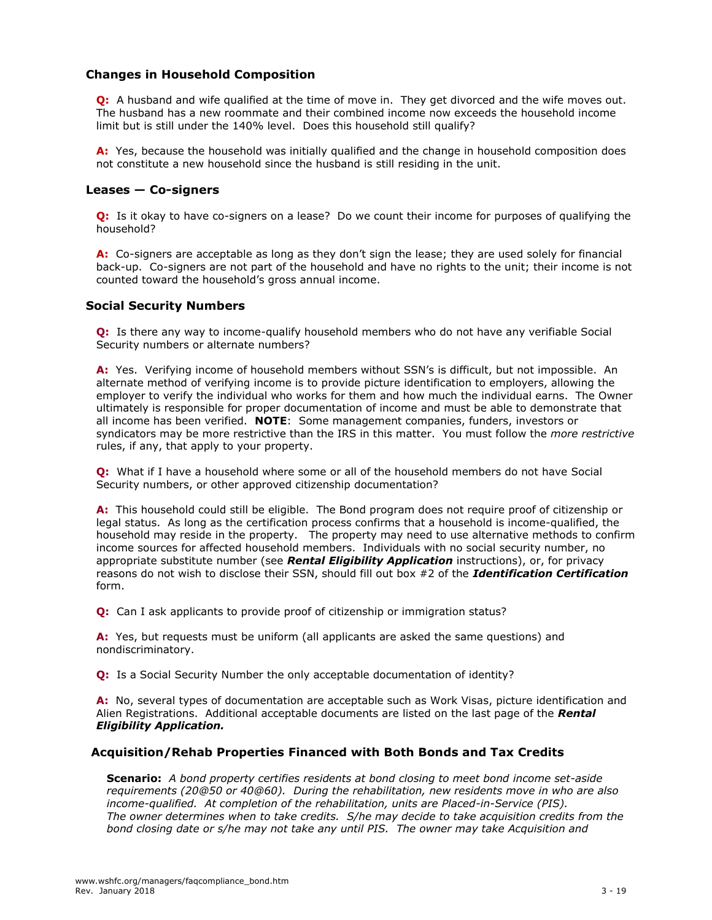### Changes in Household Composition

**Q:** A husband and wife qualified at the time of move in. They get divorced and the wife moves out. The husband has a new roommate and their combined income now exceeds the household income limit but is still under the 140% level. Does this household still qualify?

**A:** Yes, because the household was initially qualified and the change in household composition does not constitute a new household since the husband is still residing in the unit.

### Leases — Co-signers

**Q:** Is it okay to have co-signers on a lease? Do we count their income for purposes of qualifying the household?

**A:** Co-signers are acceptable as long as they don't sign the lease; they are used solely for financial back-up. Co-signers are not part of the household and have no rights to the unit; their income is not counted toward the household's gross annual income.

### Social Security Numbers

**Q:** Is there any way to income-qualify household members who do not have any verifiable Social Security numbers or alternate numbers?

**A:** Yes. Verifying income of household members without SSN's is difficult, but not impossible. An alternate method of verifying income is to provide picture identification to employers, allowing the employer to verify the individual who works for them and how much the individual earns. The Owner ultimately is responsible for proper documentation of income and must be able to demonstrate that all income has been verified. **NOTE**: Some management companies, funders, investors or syndicators may be more restrictive than the IRS in this matter. You must follow the *more restrictive* rules, if any, that apply to your property.

**Q:** What if I have a household where some or all of the household members do not have Social Security numbers, or other approved citizenship documentation?

**A:** This household could still be eligible. The Bond program does not require proof of citizenship or legal status. As long as the certification process confirms that a household is income-qualified, the household may reside in the property. The property may need to use alternative methods to confirm income sources for affected household members. Individuals with no social security number, no appropriate substitute number (see ***Rental Eligibility Application*** instructions), or, for privacy reasons do not wish to disclose their SSN, should fill out box #2 of the ***Identification Certification*** form.

**Q:** Can I ask applicants to provide proof of citizenship or immigration status?

**A:** Yes, but requests must be uniform (all applicants are asked the same questions) and nondiscriminatory.

**Q:** Is a Social Security Number the only acceptable documentation of identity?

**A:** No, several types of documentation are acceptable such as Work Visas, picture identification and Alien Registrations. Additional acceptable documents are listed on the last page of the ***Rental Eligibility Application.***

### Acquisition/Rehab Properties Financed with Both Bonds and Tax Credits

**Scenario:** *A bond property certifies residents at bond closing to meet bond income set-aside requirements (20@50 or 40@60). During the rehabilitation, new residents move in who are also income-qualified. At completion of the rehabilitation, units are Placed-in-Service (PIS). The owner determines when to take credits. S/he may decide to take acquisition credits from the bond closing date or s/he may not take any until PIS. The owner may take Acquisition and*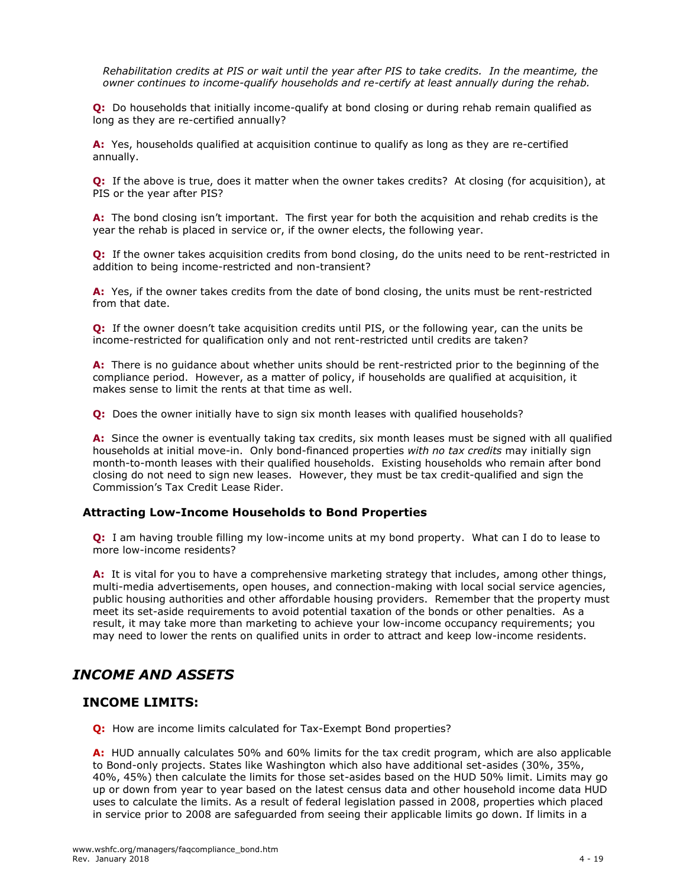*Rehabilitation credits at PIS or wait until the year after PIS to take credits. In the meantime, the owner continues to income-qualify households and re-certify at least annually during the rehab.*

**Q:** Do households that initially income-qualify at bond closing or during rehab remain qualified as long as they are re-certified annually?

**A:** Yes, households qualified at acquisition continue to qualify as long as they are re-certified annually.

**Q:** If the above is true, does it matter when the owner takes credits? At closing (for acquisition), at PIS or the year after PIS?

**A:** The bond closing isn't important. The first year for both the acquisition and rehab credits is the year the rehab is placed in service or, if the owner elects, the following year.

**Q:** If the owner takes acquisition credits from bond closing, do the units need to be rent-restricted in addition to being income-restricted and non-transient?

**A:** Yes, if the owner takes credits from the date of bond closing, the units must be rent-restricted from that date.

**Q:** If the owner doesn't take acquisition credits until PIS, or the following year, can the units be income-restricted for qualification only and not rent-restricted until credits are taken?

**A:** There is no guidance about whether units should be rent-restricted prior to the beginning of the compliance period. However, as a matter of policy, if households are qualified at acquisition, it makes sense to limit the rents at that time as well.

**Q:** Does the owner initially have to sign six month leases with qualified households?

**A:** Since the owner is eventually taking tax credits, six month leases must be signed with all qualified households at initial move-in. Only bond-financed properties *with no tax credits* may initially sign month-to-month leases with their qualified households. Existing households who remain after bond closing do not need to sign new leases. However, they must be tax credit-qualified and sign the Commission's Tax Credit Lease Rider.

### Attracting Low-Income Households to Bond Properties

**Q:** I am having trouble filling my low-income units at my bond property. What can I do to lease to more low-income residents?

**A:** It is vital for you to have a comprehensive marketing strategy that includes, among other things, multi-media advertisements, open houses, and connection-making with local social service agencies, public housing authorities and other affordable housing providers. Remember that the property must meet its set-aside requirements to avoid potential taxation of the bonds or other penalties. As a result, it may take more than marketing to achieve your low-income occupancy requirements; you may need to lower the rents on qualified units in order to attract and keep low-income residents.

## *INCOME AND ASSETS*

### INCOME LIMITS:

**Q:** How are income limits calculated for Tax-Exempt Bond properties?

**A:** HUD annually calculates 50% and 60% limits for the tax credit program, which are also applicable to Bond-only projects. States like Washington which also have additional set-asides (30%, 35%, 40%, 45%) then calculate the limits for those set-asides based on the HUD 50% limit. Limits may go up or down from year to year based on the latest census data and other household income data HUD uses to calculate the limits. As a result of federal legislation passed in 2008, properties which placed in service prior to 2008 are safeguarded from seeing their applicable limits go down. If limits in a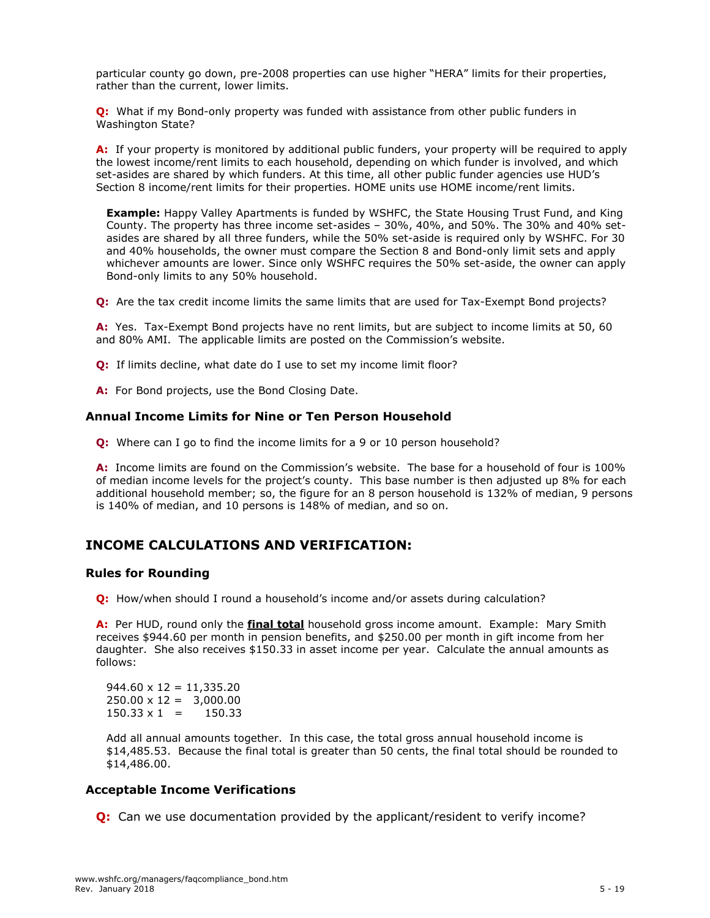particular county go down, pre-2008 properties can use higher "HERA" limits for their properties, rather than the current, lower limits.

**Q:** What if my Bond-only property was funded with assistance from other public funders in Washington State?

**A:** If your property is monitored by additional public funders, your property will be required to apply the lowest income/rent limits to each household, depending on which funder is involved, and which set-asides are shared by which funders. At this time, all other public funder agencies use HUD's Section 8 income/rent limits for their properties. HOME units use HOME income/rent limits.

> **Example:** Happy Valley Apartments is funded by WSHFC, the State Housing Trust Fund, and King County. The property has three income set-asides – 30%, 40%, and 50%. The 30% and 40% set-asides are shared by all three funders, while the 50% set-aside is required only by WSHFC. For 30 and 40% households, the owner must compare the Section 8 and Bond-only limit sets and apply whichever amounts are lower. Since only WSHFC requires the 50% set-aside, the owner can apply Bond-only limits to any 50% household.

**Q:** Are the tax credit income limits the same limits that are used for Tax-Exempt Bond projects?

**A:** Yes. Tax-Exempt Bond projects have no rent limits, but are subject to income limits at 50, 60 and 80% AMI. The applicable limits are posted on the Commission's website.

**Q:** If limits decline, what date do I use to set my income limit floor?

**A:** For Bond projects, use the Bond Closing Date.

### Annual Income Limits for Nine or Ten Person Household

**Q:** Where can I go to find the income limits for a 9 or 10 person household?

**A:** Income limits are found on the Commission's website. The base for a household of four is 100% of median income levels for the project's county. This base number is then adjusted up 8% for each additional household member; so, the figure for an 8 person household is 132% of median, 9 persons is 140% of median, and 10 persons is 148% of median, and so on.

## INCOME CALCULATIONS AND VERIFICATION:

### Rules for Rounding

**Q:** How/when should I round a household's income and/or assets during calculation?

**A:** Per HUD, round only the **final total** household gross income amount. Example: Mary Smith receives $944.60 per month in pension benefits, and $250.00 per month in gift income from her daughter. She also receives $150.33 in asset income per year. Calculate the annual amounts as follows:

```
944.60 x 12 = 11,335.20
250.00 x 12 =  3,000.00
150.33 x 1  =    150.33
```

Add all annual amounts together. In this case, the total gross annual household income is $14,485.53. Because the final total is greater than 50 cents, the final total should be rounded to $14,486.00.

### Acceptable Income Verifications

**Q:** Can we use documentation provided by the applicant/resident to verify income?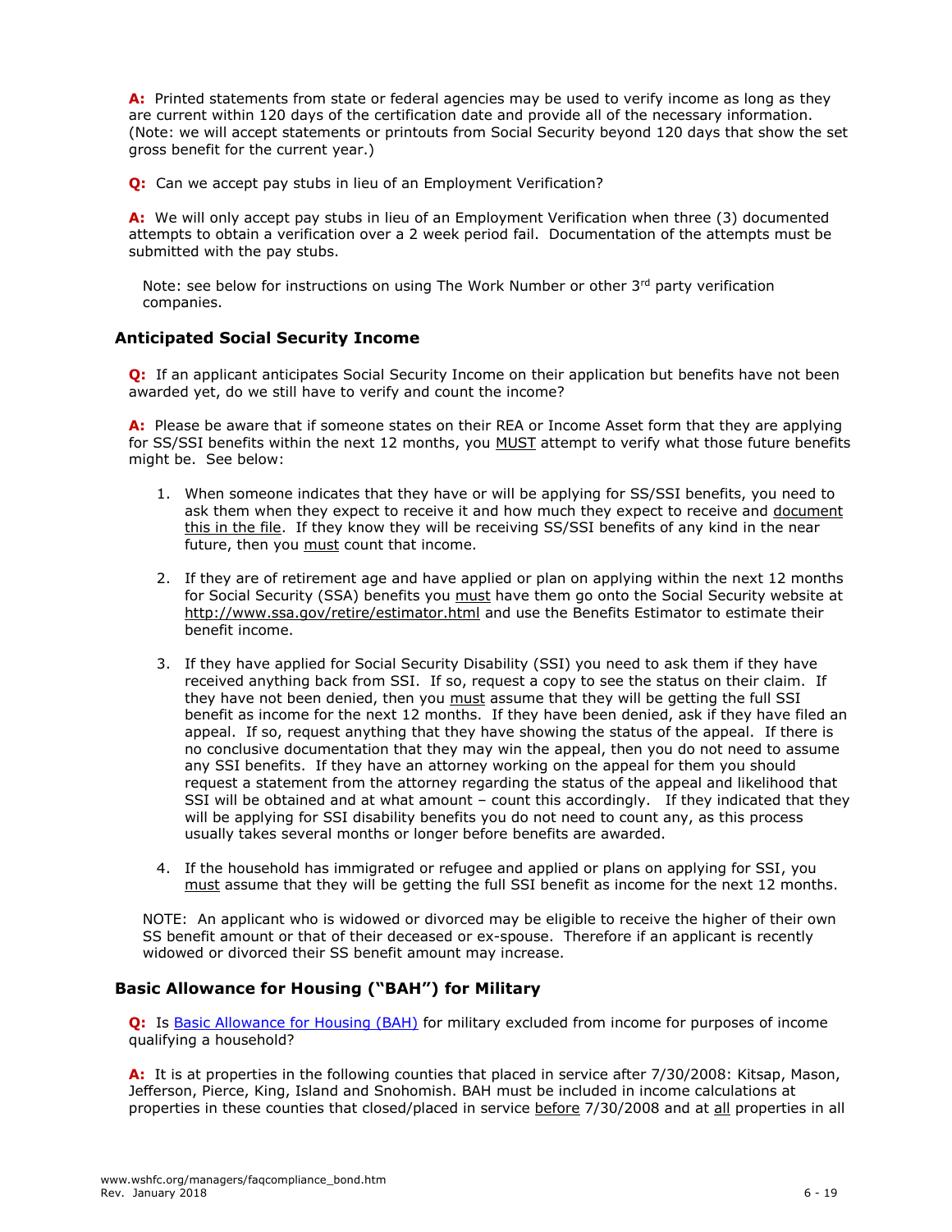**A:** Printed statements from state or federal agencies may be used to verify income as long as they are current within 120 days of the certification date and provide all of the necessary information. (Note: we will accept statements or printouts from Social Security beyond 120 days that show the set gross benefit for the current year.)

**Q:** Can we accept pay stubs in lieu of an Employment Verification?

**A:** We will only accept pay stubs in lieu of an Employment Verification when three (3) documented attempts to obtain a verification over a 2 week period fail. Documentation of the attempts must be submitted with the pay stubs.

Note: see below for instructions on using The Work Number or other 3rd party verification companies.

### Anticipated Social Security Income

**Q:** If an applicant anticipates Social Security Income on their application but benefits have not been awarded yet, do we still have to verify and count the income?

**A:** Please be aware that if someone states on their REA or Income Asset form that they are applying for SS/SSI benefits within the next 12 months, you MUST attempt to verify what those future benefits might be. See below:

1. When someone indicates that they have or will be applying for SS/SSI benefits, you need to ask them when they expect to receive it and how much they expect to receive and document this in the file. If they know they will be receiving SS/SSI benefits of any kind in the near future, then you must count that income.

2. If they are of retirement age and have applied or plan on applying within the next 12 months for Social Security (SSA) benefits you must have them go onto the Social Security website at http://www.ssa.gov/retire/estimator.html and use the Benefits Estimator to estimate their benefit income.

3. If they have applied for Social Security Disability (SSI) you need to ask them if they have received anything back from SSI. If so, request a copy to see the status on their claim. If they have not been denied, then you must assume that they will be getting the full SSI benefit as income for the next 12 months. If they have been denied, ask if they have filed an appeal. If so, request anything that they have showing the status of the appeal. If there is no conclusive documentation that they may win the appeal, then you do not need to assume any SSI benefits. If they have an attorney working on the appeal for them you should request a statement from the attorney regarding the status of the appeal and likelihood that SSI will be obtained and at what amount – count this accordingly. If they indicated that they will be applying for SSI disability benefits you do not need to count any, as this process usually takes several months or longer before benefits are awarded.

4. If the household has immigrated or refugee and applied or plans on applying for SSI, you must assume that they will be getting the full SSI benefit as income for the next 12 months.

NOTE: An applicant who is widowed or divorced may be eligible to receive the higher of their own SS benefit amount or that of their deceased or ex-spouse. Therefore if an applicant is recently widowed or divorced their SS benefit amount may increase.

### Basic Allowance for Housing ("BAH") for Military

**Q:** Is Basic Allowance for Housing (BAH) for military excluded from income for purposes of income qualifying a household?

**A:** It is at properties in the following counties that placed in service after 7/30/2008: Kitsap, Mason, Jefferson, Pierce, King, Island and Snohomish. BAH must be included in income calculations at properties in these counties that closed/placed in service before 7/30/2008 and at all properties in all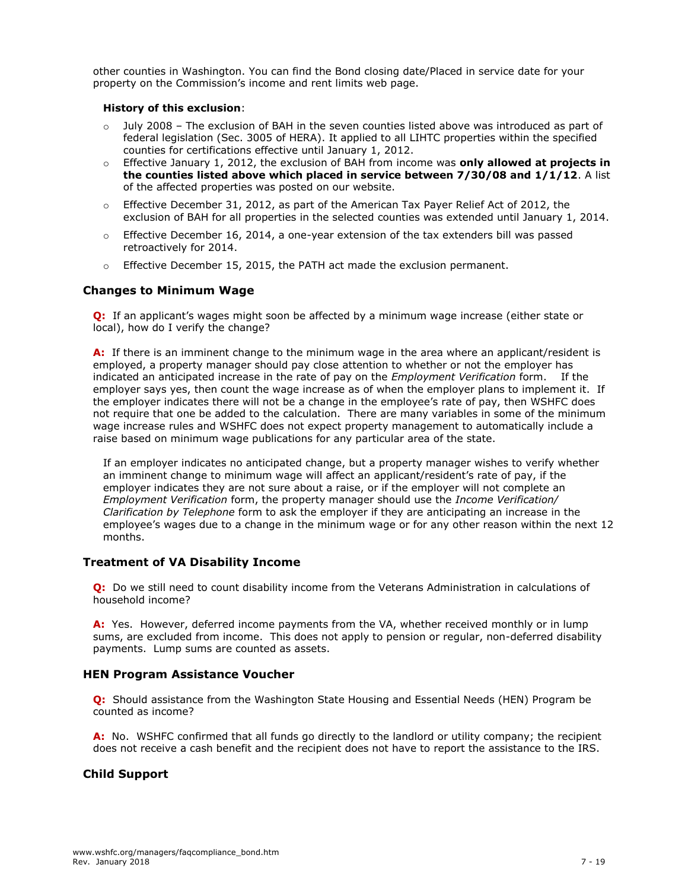other counties in Washington. You can find the Bond closing date/Placed in service date for your property on the Commission's income and rent limits web page.

**History of this exclusion**:

- July 2008 – The exclusion of BAH in the seven counties listed above was introduced as part of federal legislation (Sec. 3005 of HERA). It applied to all LIHTC properties within the specified counties for certifications effective until January 1, 2012.
- Effective January 1, 2012, the exclusion of BAH from income was **only allowed at projects in the counties listed above which placed in service between 7/30/08 and 1/1/12**. A list of the affected properties was posted on our website.
- Effective December 31, 2012, as part of the American Tax Payer Relief Act of 2012, the exclusion of BAH for all properties in the selected counties was extended until January 1, 2014.
- Effective December 16, 2014, a one-year extension of the tax extenders bill was passed retroactively for 2014.
- Effective December 15, 2015, the PATH act made the exclusion permanent.

### Changes to Minimum Wage

**Q:** If an applicant's wages might soon be affected by a minimum wage increase (either state or local), how do I verify the change?

**A:** If there is an imminent change to the minimum wage in the area where an applicant/resident is employed, a property manager should pay close attention to whether or not the employer has indicated an anticipated increase in the rate of pay on the *Employment Verification* form. If the employer says yes, then count the wage increase as of when the employer plans to implement it. If the employer indicates there will not be a change in the employee's rate of pay, then WSHFC does not require that one be added to the calculation. There are many variables in some of the minimum wage increase rules and WSHFC does not expect property management to automatically include a raise based on minimum wage publications for any particular area of the state.

If an employer indicates no anticipated change, but a property manager wishes to verify whether an imminent change to minimum wage will affect an applicant/resident's rate of pay, if the employer indicates they are not sure about a raise, or if the employer will not complete an *Employment Verification* form, the property manager should use the *Income Verification/ Clarification by Telephone* form to ask the employer if they are anticipating an increase in the employee's wages due to a change in the minimum wage or for any other reason within the next 12 months.

### Treatment of VA Disability Income

**Q:** Do we still need to count disability income from the Veterans Administration in calculations of household income?

**A:** Yes. However, deferred income payments from the VA, whether received monthly or in lump sums, are excluded from income. This does not apply to pension or regular, non-deferred disability payments. Lump sums are counted as assets.

### HEN Program Assistance Voucher

**Q:** Should assistance from the Washington State Housing and Essential Needs (HEN) Program be counted as income?

**A:** No. WSHFC confirmed that all funds go directly to the landlord or utility company; the recipient does not receive a cash benefit and the recipient does not have to report the assistance to the IRS.

### Child Support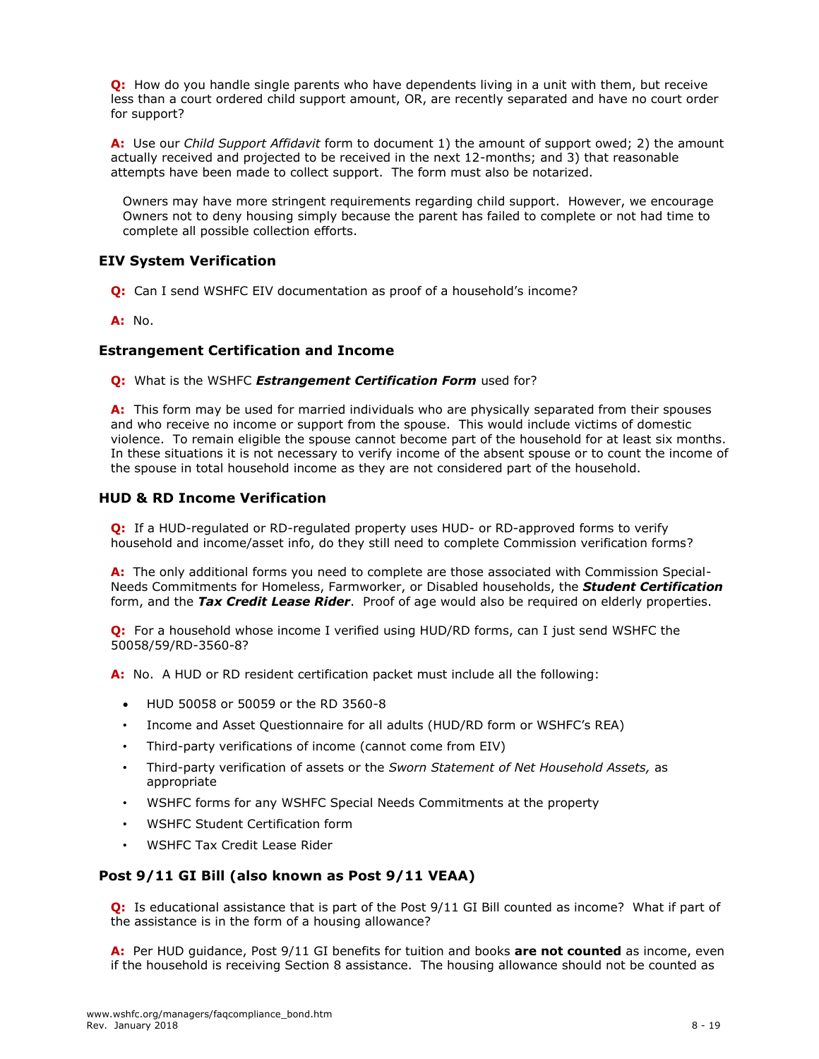**Q:** How do you handle single parents who have dependents living in a unit with them, but receive less than a court ordered child support amount, OR, are recently separated and have no court order for support?

**A:** Use our *Child Support Affidavit* form to document 1) the amount of support owed; 2) the amount actually received and projected to be received in the next 12-months; and 3) that reasonable attempts have been made to collect support. The form must also be notarized.

Owners may have more stringent requirements regarding child support. However, we encourage Owners not to deny housing simply because the parent has failed to complete or not had time to complete all possible collection efforts.

### EIV System Verification

**Q:** Can I send WSHFC EIV documentation as proof of a household's income?

**A:** No.

### Estrangement Certification and Income

**Q:** What is the WSHFC ***Estrangement Certification Form*** used for?

**A:** This form may be used for married individuals who are physically separated from their spouses and who receive no income or support from the spouse. This would include victims of domestic violence. To remain eligible the spouse cannot become part of the household for at least six months. In these situations it is not necessary to verify income of the absent spouse or to count the income of the spouse in total household income as they are not considered part of the household.

### HUD & RD Income Verification

**Q:** If a HUD-regulated or RD-regulated property uses HUD- or RD-approved forms to verify household and income/asset info, do they still need to complete Commission verification forms?

**A:** The only additional forms you need to complete are those associated with Commission Special-Needs Commitments for Homeless, Farmworker, or Disabled households, the ***Student Certification*** form, and the ***Tax Credit Lease Rider***. Proof of age would also be required on elderly properties.

**Q:** For a household whose income I verified using HUD/RD forms, can I just send WSHFC the 50058/59/RD-3560-8?

**A:** No. A HUD or RD resident certification packet must include all the following:

- HUD 50058 or 50059 or the RD 3560-8
- Income and Asset Questionnaire for all adults (HUD/RD form or WSHFC's REA)
- Third-party verifications of income (cannot come from EIV)
- Third-party verification of assets or the *Sworn Statement of Net Household Assets,* as appropriate
- WSHFC forms for any WSHFC Special Needs Commitments at the property
- WSHFC Student Certification form
- WSHFC Tax Credit Lease Rider

### Post 9/11 GI Bill (also known as Post 9/11 VEAA)

**Q:** Is educational assistance that is part of the Post 9/11 GI Bill counted as income? What if part of the assistance is in the form of a housing allowance?

**A:** Per HUD guidance, Post 9/11 GI benefits for tuition and books **are not counted** as income, even if the household is receiving Section 8 assistance. The housing allowance should not be counted as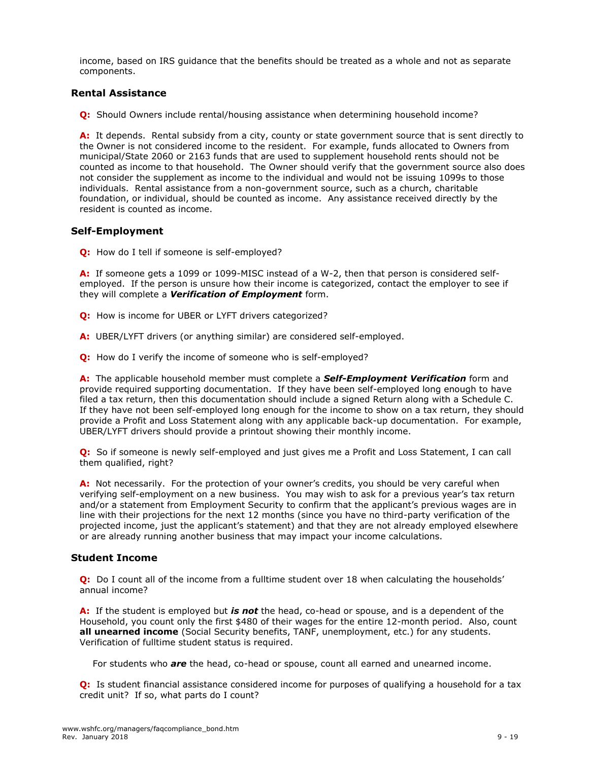income, based on IRS guidance that the benefits should be treated as a whole and not as separate components.

## Rental Assistance

**Q:** Should Owners include rental/housing assistance when determining household income?

**A:** It depends. Rental subsidy from a city, county or state government source that is sent directly to the Owner is not considered income to the resident. For example, funds allocated to Owners from municipal/State 2060 or 2163 funds that are used to supplement household rents should not be counted as income to that household. The Owner should verify that the government source also does not consider the supplement as income to the individual and would not be issuing 1099s to those individuals. Rental assistance from a non-government source, such as a church, charitable foundation, or individual, should be counted as income. Any assistance received directly by the resident is counted as income.

## Self-Employment

**Q:** How do I tell if someone is self-employed?

**A:** If someone gets a 1099 or 1099-MISC instead of a W-2, then that person is considered self-employed. If the person is unsure how their income is categorized, contact the employer to see if they will complete a ***Verification of Employment*** form.

**Q:** How is income for UBER or LYFT drivers categorized?

**A:** UBER/LYFT drivers (or anything similar) are considered self-employed.

**Q:** How do I verify the income of someone who is self-employed?

**A:** The applicable household member must complete a ***Self-Employment Verification*** form and provide required supporting documentation. If they have been self-employed long enough to have filed a tax return, then this documentation should include a signed Return along with a Schedule C. If they have not been self-employed long enough for the income to show on a tax return, they should provide a Profit and Loss Statement along with any applicable back-up documentation. For example, UBER/LYFT drivers should provide a printout showing their monthly income.

**Q:** So if someone is newly self-employed and just gives me a Profit and Loss Statement, I can call them qualified, right?

**A:** Not necessarily. For the protection of your owner's credits, you should be very careful when verifying self-employment on a new business. You may wish to ask for a previous year's tax return and/or a statement from Employment Security to confirm that the applicant's previous wages are in line with their projections for the next 12 months (since you have no third-party verification of the projected income, just the applicant's statement) and that they are not already employed elsewhere or are already running another business that may impact your income calculations.

## Student Income

**Q:** Do I count all of the income from a fulltime student over 18 when calculating the households' annual income?

**A:** If the student is employed but ***is not*** the head, co-head or spouse, and is a dependent of the Household, you count only the first $480 of their wages for the entire 12-month period. Also, count **all unearned income** (Social Security benefits, TANF, unemployment, etc.) for any students. Verification of fulltime student status is required.

For students who ***are*** the head, co-head or spouse, count all earned and unearned income.

**Q:** Is student financial assistance considered income for purposes of qualifying a household for a tax credit unit? If so, what parts do I count?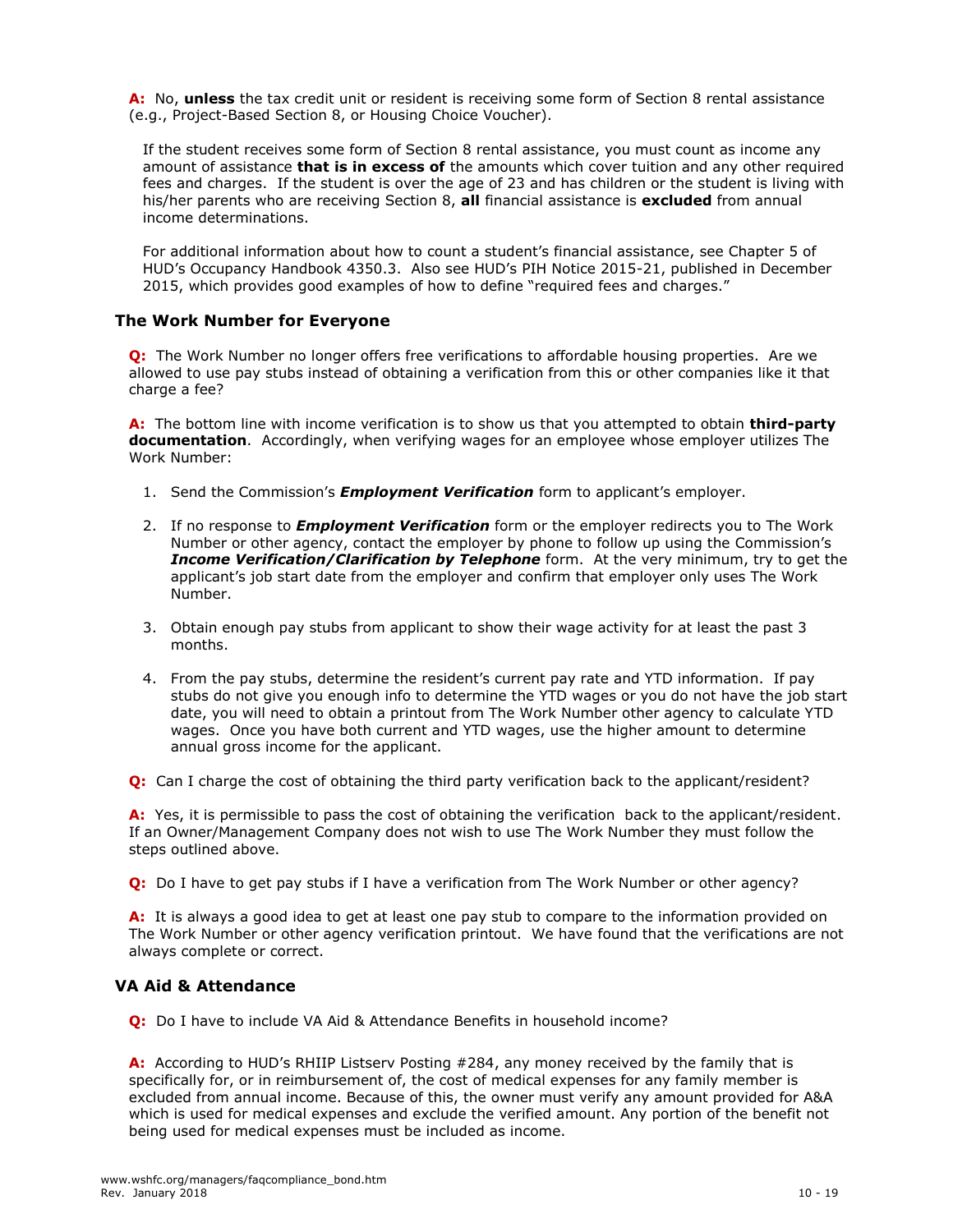**A:** No, **unless** the tax credit unit or resident is receiving some form of Section 8 rental assistance (e.g., Project-Based Section 8, or Housing Choice Voucher).

If the student receives some form of Section 8 rental assistance, you must count as income any amount of assistance **that is in excess of** the amounts which cover tuition and any other required fees and charges. If the student is over the age of 23 and has children or the student is living with his/her parents who are receiving Section 8, **all** financial assistance is **excluded** from annual income determinations.

For additional information about how to count a student's financial assistance, see Chapter 5 of HUD's Occupancy Handbook 4350.3. Also see HUD's PIH Notice 2015-21, published in December 2015, which provides good examples of how to define "required fees and charges."

### The Work Number for Everyone

**Q:** The Work Number no longer offers free verifications to affordable housing properties. Are we allowed to use pay stubs instead of obtaining a verification from this or other companies like it that charge a fee?

**A:** The bottom line with income verification is to show us that you attempted to obtain **third-party documentation**. Accordingly, when verifying wages for an employee whose employer utilizes The Work Number:

1. Send the Commission's ***Employment Verification*** form to applicant's employer.
2. If no response to ***Employment Verification*** form or the employer redirects you to The Work Number or other agency, contact the employer by phone to follow up using the Commission's ***Income Verification/Clarification by Telephone*** form. At the very minimum, try to get the applicant's job start date from the employer and confirm that employer only uses The Work Number.
3. Obtain enough pay stubs from applicant to show their wage activity for at least the past 3 months.
4. From the pay stubs, determine the resident's current pay rate and YTD information. If pay stubs do not give you enough info to determine the YTD wages or you do not have the job start date, you will need to obtain a printout from The Work Number other agency to calculate YTD wages. Once you have both current and YTD wages, use the higher amount to determine annual gross income for the applicant.

**Q:** Can I charge the cost of obtaining the third party verification back to the applicant/resident?

**A:** Yes, it is permissible to pass the cost of obtaining the verification back to the applicant/resident. If an Owner/Management Company does not wish to use The Work Number they must follow the steps outlined above.

**Q:** Do I have to get pay stubs if I have a verification from The Work Number or other agency?

**A:** It is always a good idea to get at least one pay stub to compare to the information provided on The Work Number or other agency verification printout. We have found that the verifications are not always complete or correct.

### VA Aid & Attendance

**Q:** Do I have to include VA Aid & Attendance Benefits in household income?

**A:** According to HUD's RHIIP Listserv Posting #284, any money received by the family that is specifically for, or in reimbursement of, the cost of medical expenses for any family member is excluded from annual income. Because of this, the owner must verify any amount provided for A&A which is used for medical expenses and exclude the verified amount. Any portion of the benefit not being used for medical expenses must be included as income.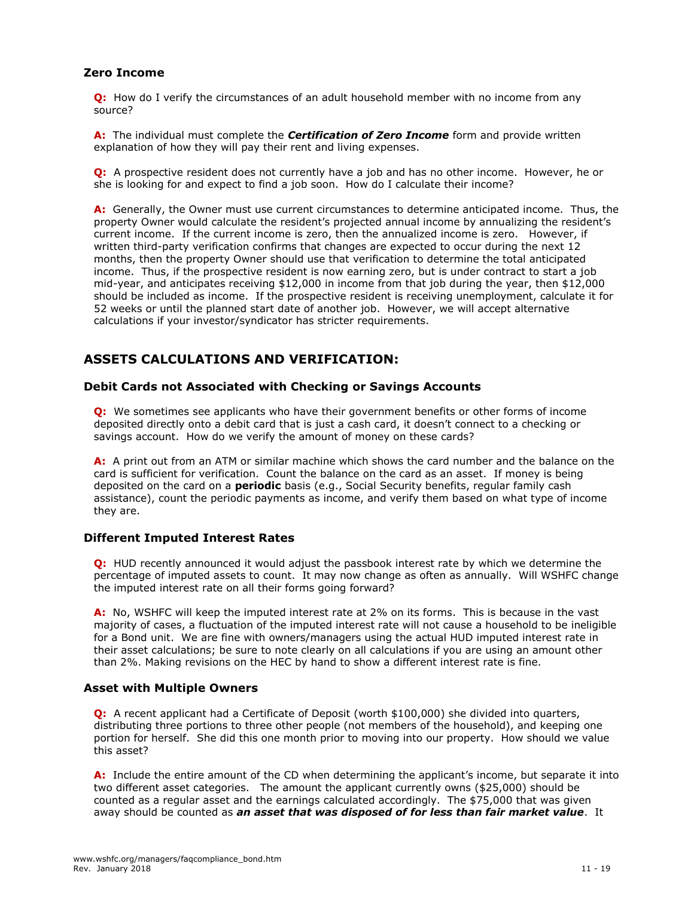### Zero Income

**Q:** How do I verify the circumstances of an adult household member with no income from any source?

**A:** The individual must complete the ***Certification of Zero Income*** form and provide written explanation of how they will pay their rent and living expenses.

**Q:** A prospective resident does not currently have a job and has no other income. However, he or she is looking for and expect to find a job soon. How do I calculate their income?

**A:** Generally, the Owner must use current circumstances to determine anticipated income. Thus, the property Owner would calculate the resident's projected annual income by annualizing the resident's current income. If the current income is zero, then the annualized income is zero. However, if written third-party verification confirms that changes are expected to occur during the next 12 months, then the property Owner should use that verification to determine the total anticipated income. Thus, if the prospective resident is now earning zero, but is under contract to start a job mid-year, and anticipates receiving $12,000 in income from that job during the year, then $12,000 should be included as income. If the prospective resident is receiving unemployment, calculate it for 52 weeks or until the planned start date of another job. However, we will accept alternative calculations if your investor/syndicator has stricter requirements.

## ASSETS CALCULATIONS AND VERIFICATION:

### Debit Cards not Associated with Checking or Savings Accounts

**Q:** We sometimes see applicants who have their government benefits or other forms of income deposited directly onto a debit card that is just a cash card, it doesn't connect to a checking or savings account. How do we verify the amount of money on these cards?

**A:** A print out from an ATM or similar machine which shows the card number and the balance on the card is sufficient for verification. Count the balance on the card as an asset. If money is being deposited on the card on a **periodic** basis (e.g., Social Security benefits, regular family cash assistance), count the periodic payments as income, and verify them based on what type of income they are.

### Different Imputed Interest Rates

**Q:** HUD recently announced it would adjust the passbook interest rate by which we determine the percentage of imputed assets to count. It may now change as often as annually. Will WSHFC change the imputed interest rate on all their forms going forward?

**A:** No, WSHFC will keep the imputed interest rate at 2% on its forms. This is because in the vast majority of cases, a fluctuation of the imputed interest rate will not cause a household to be ineligible for a Bond unit. We are fine with owners/managers using the actual HUD imputed interest rate in their asset calculations; be sure to note clearly on all calculations if you are using an amount other than 2%. Making revisions on the HEC by hand to show a different interest rate is fine.

### Asset with Multiple Owners

**Q:** A recent applicant had a Certificate of Deposit (worth $100,000) she divided into quarters, distributing three portions to three other people (not members of the household), and keeping one portion for herself. She did this one month prior to moving into our property. How should we value this asset?

**A:** Include the entire amount of the CD when determining the applicant's income, but separate it into two different asset categories. The amount the applicant currently owns ($25,000) should be counted as a regular asset and the earnings calculated accordingly. The $75,000 that was given away should be counted as ***an asset that was disposed of for less than fair market value***. It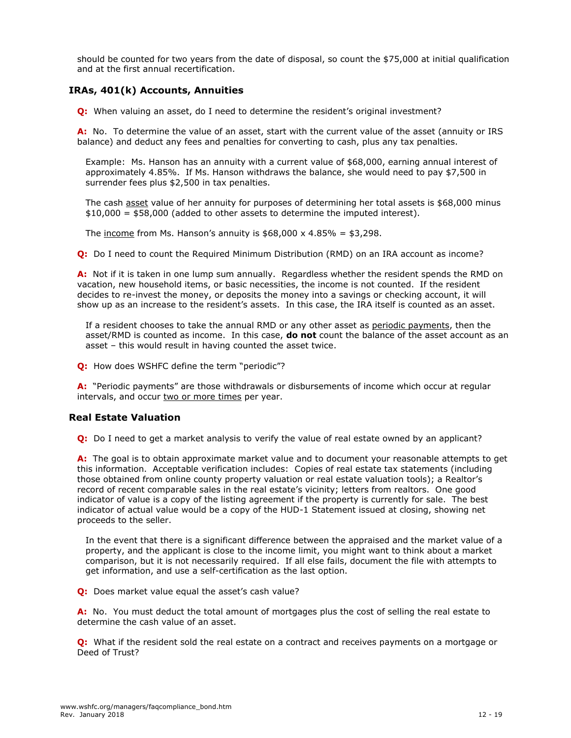should be counted for two years from the date of disposal, so count the $75,000 at initial qualification and at the first annual recertification.

### IRAs, 401(k) Accounts, Annuities

**Q:** When valuing an asset, do I need to determine the resident's original investment?

**A:** No. To determine the value of an asset, start with the current value of the asset (annuity or IRS balance) and deduct any fees and penalties for converting to cash, plus any tax penalties.

> Example: Ms. Hanson has an annuity with a current value of $68,000, earning annual interest of approximately 4.85%. If Ms. Hanson withdraws the balance, she would need to pay $7,500 in surrender fees plus $2,500 in tax penalties.
>
> The cash <u>asset</u> value of her annuity for purposes of determining her total assets is $68,000 minus $10,000 = $58,000 (added to other assets to determine the imputed interest).
>
> The <u>income</u> from Ms. Hanson's annuity is $68,000 x 4.85% = $3,298.

**Q:** Do I need to count the Required Minimum Distribution (RMD) on an IRA account as income?

**A:** Not if it is taken in one lump sum annually. Regardless whether the resident spends the RMD on vacation, new household items, or basic necessities, the income is not counted. If the resident decides to re-invest the money, or deposits the money into a savings or checking account, it will show up as an increase to the resident's assets. In this case, the IRA itself is counted as an asset.

> If a resident chooses to take the annual RMD or any other asset as <u>periodic payments</u>, then the asset/RMD is counted as income. In this case, **do not** count the balance of the asset account as an asset – this would result in having counted the asset twice.

**Q:** How does WSHFC define the term "periodic"?

**A:** "Periodic payments" are those withdrawals or disbursements of income which occur at regular intervals, and occur <u>two or more times</u> per year.

### Real Estate Valuation

**Q:** Do I need to get a market analysis to verify the value of real estate owned by an applicant?

**A:** The goal is to obtain approximate market value and to document your reasonable attempts to get this information. Acceptable verification includes: Copies of real estate tax statements (including those obtained from online county property valuation or real estate valuation tools); a Realtor's record of recent comparable sales in the real estate's vicinity; letters from realtors. One good indicator of value is a copy of the listing agreement if the property is currently for sale. The best indicator of actual value would be a copy of the HUD-1 Statement issued at closing, showing net proceeds to the seller.

> In the event that there is a significant difference between the appraised and the market value of a property, and the applicant is close to the income limit, you might want to think about a market comparison, but it is not necessarily required. If all else fails, document the file with attempts to get information, and use a self-certification as the last option.

**Q:** Does market value equal the asset's cash value?

**A:** No. You must deduct the total amount of mortgages plus the cost of selling the real estate to determine the cash value of an asset.

**Q:** What if the resident sold the real estate on a contract and receives payments on a mortgage or Deed of Trust?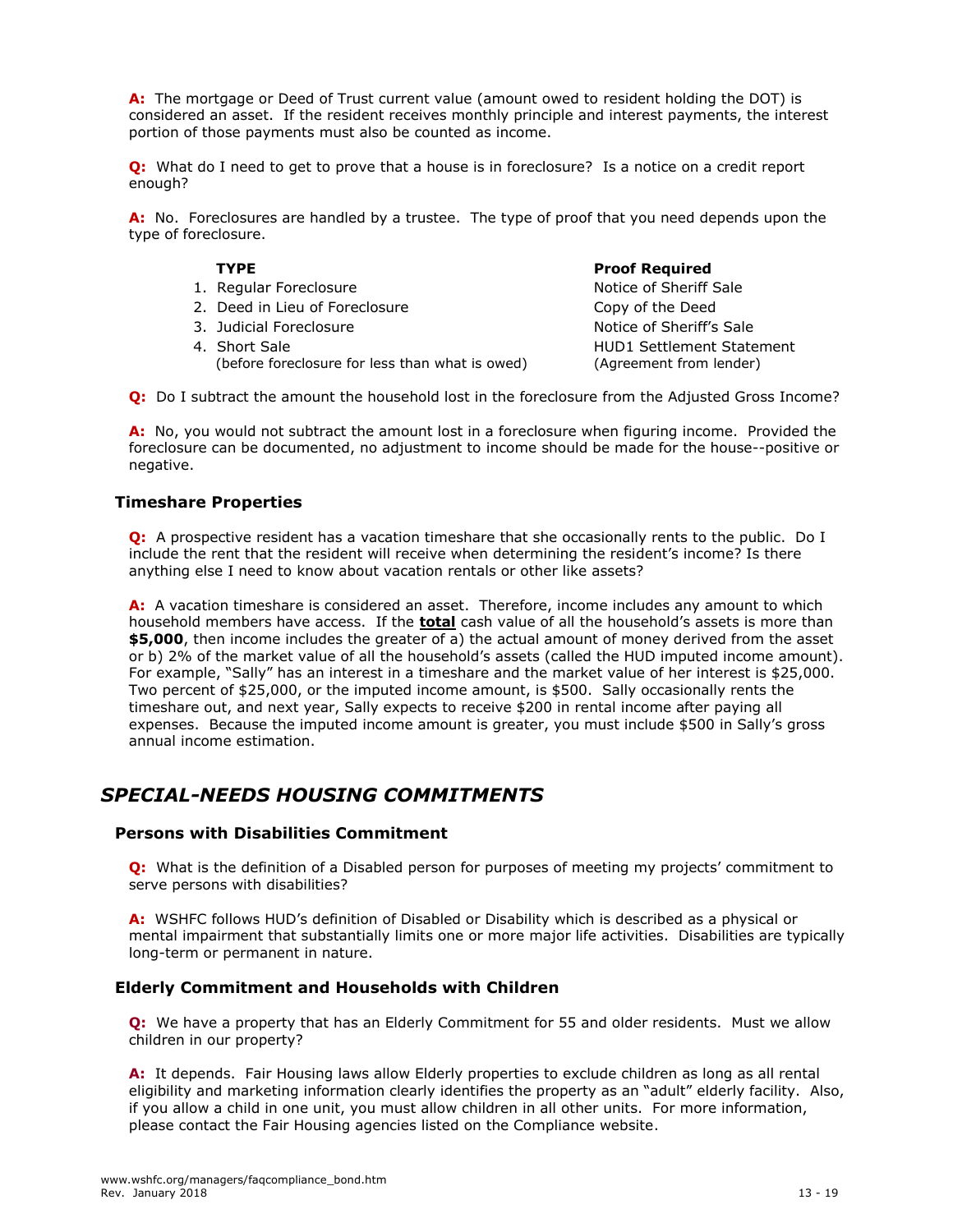**A:** The mortgage or Deed of Trust current value (amount owed to resident holding the DOT) is considered an asset. If the resident receives monthly principle and interest payments, the interest portion of those payments must also be counted as income.

**Q:** What do I need to get to prove that a house is in foreclosure? Is a notice on a credit report enough?

**A:** No. Foreclosures are handled by a trustee. The type of proof that you need depends upon the type of foreclosure.

| TYPE | Proof Required |
|---|---|
| 1. Regular Foreclosure | Notice of Sheriff Sale |
| 2. Deed in Lieu of Foreclosure | Copy of the Deed |
| 3. Judicial Foreclosure | Notice of Sheriff's Sale |
| 4. Short Sale (before foreclosure for less than what is owed) | HUD1 Settlement Statement (Agreement from lender) |

**Q:** Do I subtract the amount the household lost in the foreclosure from the Adjusted Gross Income?

**A:** No, you would not subtract the amount lost in a foreclosure when figuring income. Provided the foreclosure can be documented, no adjustment to income should be made for the house--positive or negative.

### Timeshare Properties

**Q:** A prospective resident has a vacation timeshare that she occasionally rents to the public. Do I include the rent that the resident will receive when determining the resident's income? Is there anything else I need to know about vacation rentals or other like assets?

**A:** A vacation timeshare is considered an asset. Therefore, income includes any amount to which household members have access. If the **total** cash value of all the household's assets is more than **$5,000**, then income includes the greater of a) the actual amount of money derived from the asset or b) 2% of the market value of all the household's assets (called the HUD imputed income amount). For example, "Sally" has an interest in a timeshare and the market value of her interest is $25,000. Two percent of $25,000, or the imputed income amount, is $500. Sally occasionally rents the timeshare out, and next year, Sally expects to receive $200 in rental income after paying all expenses. Because the imputed income amount is greater, you must include $500 in Sally's gross annual income estimation.

## *SPECIAL-NEEDS HOUSING COMMITMENTS*

### Persons with Disabilities Commitment

**Q:** What is the definition of a Disabled person for purposes of meeting my projects' commitment to serve persons with disabilities?

**A:** WSHFC follows HUD's definition of Disabled or Disability which is described as a physical or mental impairment that substantially limits one or more major life activities. Disabilities are typically long-term or permanent in nature.

### Elderly Commitment and Households with Children

**Q:** We have a property that has an Elderly Commitment for 55 and older residents. Must we allow children in our property?

**A:** It depends. Fair Housing laws allow Elderly properties to exclude children as long as all rental eligibility and marketing information clearly identifies the property as an "adult" elderly facility. Also, if you allow a child in one unit, you must allow children in all other units. For more information, please contact the Fair Housing agencies listed on the Compliance website.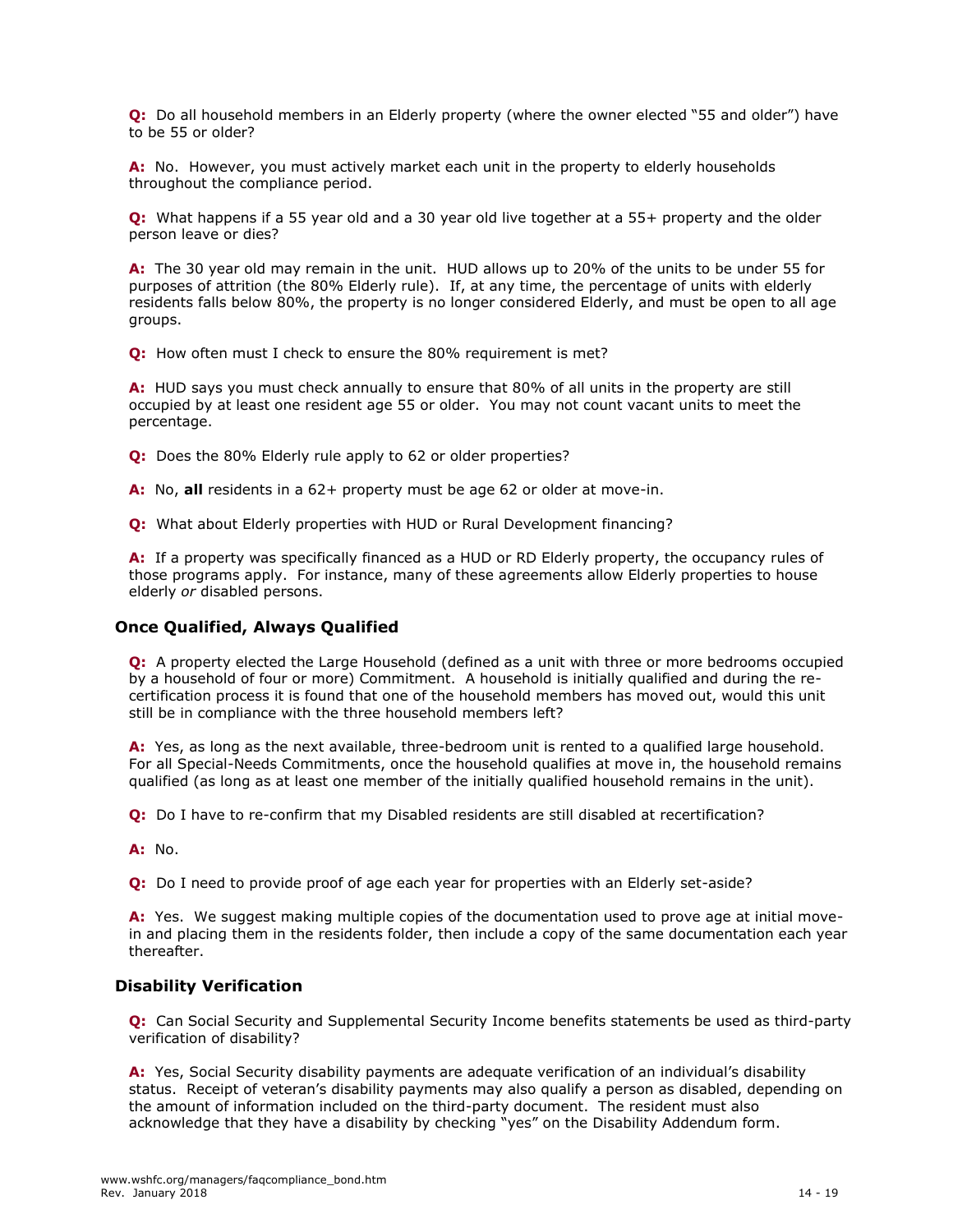**Q:** Do all household members in an Elderly property (where the owner elected "55 and older") have to be 55 or older?

**A:** No. However, you must actively market each unit in the property to elderly households throughout the compliance period.

**Q:** What happens if a 55 year old and a 30 year old live together at a 55+ property and the older person leave or dies?

**A:** The 30 year old may remain in the unit. HUD allows up to 20% of the units to be under 55 for purposes of attrition (the 80% Elderly rule). If, at any time, the percentage of units with elderly residents falls below 80%, the property is no longer considered Elderly, and must be open to all age groups.

**Q:** How often must I check to ensure the 80% requirement is met?

**A:** HUD says you must check annually to ensure that 80% of all units in the property are still occupied by at least one resident age 55 or older. You may not count vacant units to meet the percentage.

**Q:** Does the 80% Elderly rule apply to 62 or older properties?

**A:** No, **all** residents in a 62+ property must be age 62 or older at move-in.

**Q:** What about Elderly properties with HUD or Rural Development financing?

**A:** If a property was specifically financed as a HUD or RD Elderly property, the occupancy rules of those programs apply. For instance, many of these agreements allow Elderly properties to house elderly *or* disabled persons.

## Once Qualified, Always Qualified

**Q:** A property elected the Large Household (defined as a unit with three or more bedrooms occupied by a household of four or more) Commitment. A household is initially qualified and during the re-certification process it is found that one of the household members has moved out, would this unit still be in compliance with the three household members left?

**A:** Yes, as long as the next available, three-bedroom unit is rented to a qualified large household. For all Special-Needs Commitments, once the household qualifies at move in, the household remains qualified (as long as at least one member of the initially qualified household remains in the unit).

**Q:** Do I have to re-confirm that my Disabled residents are still disabled at recertification?

**A:** No.

**Q:** Do I need to provide proof of age each year for properties with an Elderly set-aside?

**A:** Yes. We suggest making multiple copies of the documentation used to prove age at initial move-in and placing them in the residents folder, then include a copy of the same documentation each year thereafter.

## Disability Verification

**Q:** Can Social Security and Supplemental Security Income benefits statements be used as third-party verification of disability?

**A:** Yes, Social Security disability payments are adequate verification of an individual's disability status. Receipt of veteran's disability payments may also qualify a person as disabled, depending on the amount of information included on the third-party document. The resident must also acknowledge that they have a disability by checking "yes" on the Disability Addendum form.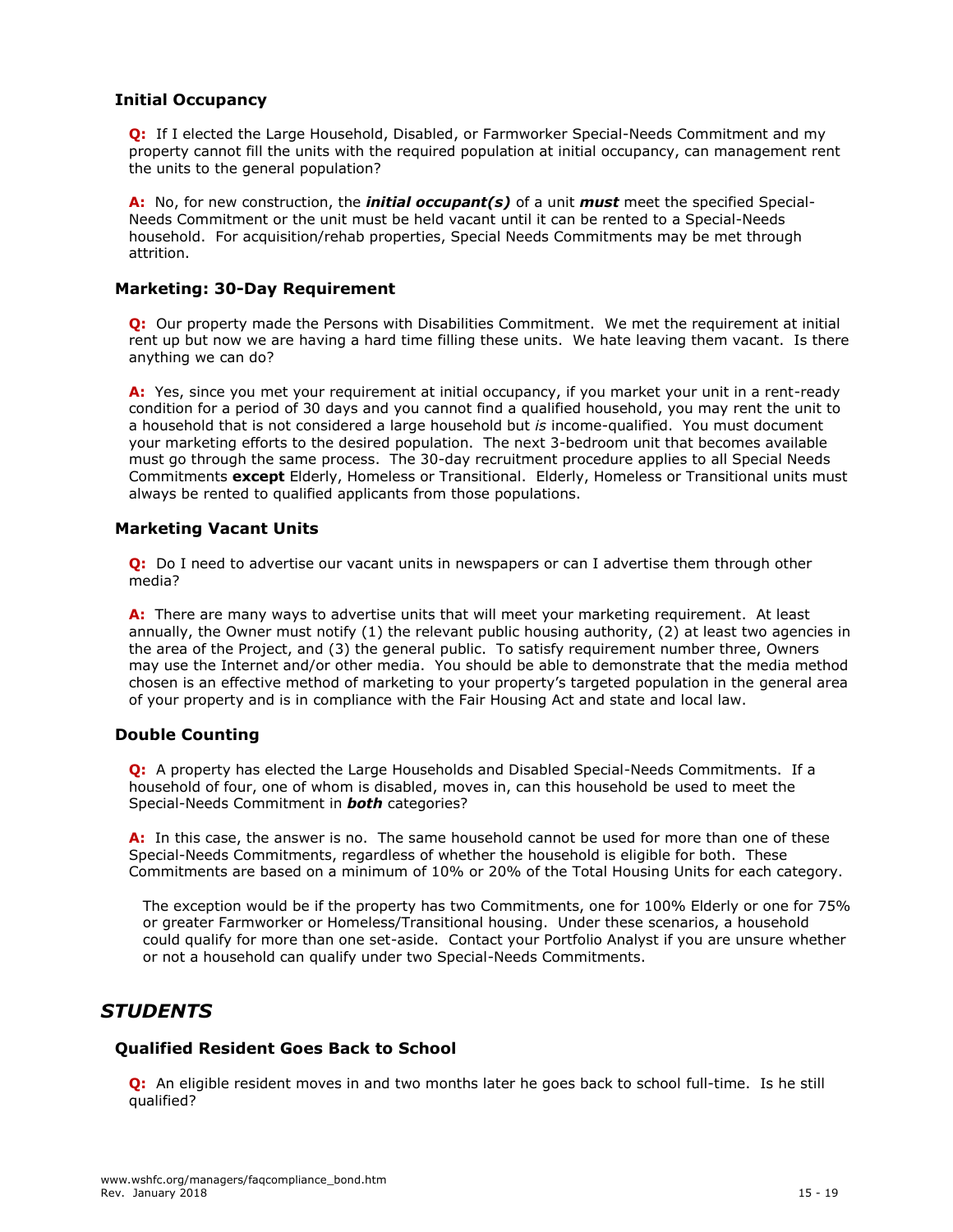### Initial Occupancy

**Q:** If I elected the Large Household, Disabled, or Farmworker Special-Needs Commitment and my property cannot fill the units with the required population at initial occupancy, can management rent the units to the general population?

**A:** No, for new construction, the ***initial occupant(s)*** of a unit ***must*** meet the specified Special-Needs Commitment or the unit must be held vacant until it can be rented to a Special-Needs household. For acquisition/rehab properties, Special Needs Commitments may be met through attrition.

### Marketing: 30-Day Requirement

**Q:** Our property made the Persons with Disabilities Commitment. We met the requirement at initial rent up but now we are having a hard time filling these units. We hate leaving them vacant. Is there anything we can do?

**A:** Yes, since you met your requirement at initial occupancy, if you market your unit in a rent-ready condition for a period of 30 days and you cannot find a qualified household, you may rent the unit to a household that is not considered a large household but *is* income-qualified. You must document your marketing efforts to the desired population. The next 3-bedroom unit that becomes available must go through the same process. The 30-day recruitment procedure applies to all Special Needs Commitments **except** Elderly, Homeless or Transitional. Elderly, Homeless or Transitional units must always be rented to qualified applicants from those populations.

### Marketing Vacant Units

**Q:** Do I need to advertise our vacant units in newspapers or can I advertise them through other media?

**A:** There are many ways to advertise units that will meet your marketing requirement. At least annually, the Owner must notify (1) the relevant public housing authority, (2) at least two agencies in the area of the Project, and (3) the general public. To satisfy requirement number three, Owners may use the Internet and/or other media. You should be able to demonstrate that the media method chosen is an effective method of marketing to your property's targeted population in the general area of your property and is in compliance with the Fair Housing Act and state and local law.

### Double Counting

**Q:** A property has elected the Large Households and Disabled Special-Needs Commitments. If a household of four, one of whom is disabled, moves in, can this household be used to meet the Special-Needs Commitment in ***both*** categories?

**A:** In this case, the answer is no. The same household cannot be used for more than one of these Special-Needs Commitments, regardless of whether the household is eligible for both. These Commitments are based on a minimum of 10% or 20% of the Total Housing Units for each category.

The exception would be if the property has two Commitments, one for 100% Elderly or one for 75% or greater Farmworker or Homeless/Transitional housing. Under these scenarios, a household could qualify for more than one set-aside. Contact your Portfolio Analyst if you are unsure whether or not a household can qualify under two Special-Needs Commitments.

## *STUDENTS*

### Qualified Resident Goes Back to School

**Q:** An eligible resident moves in and two months later he goes back to school full-time. Is he still qualified?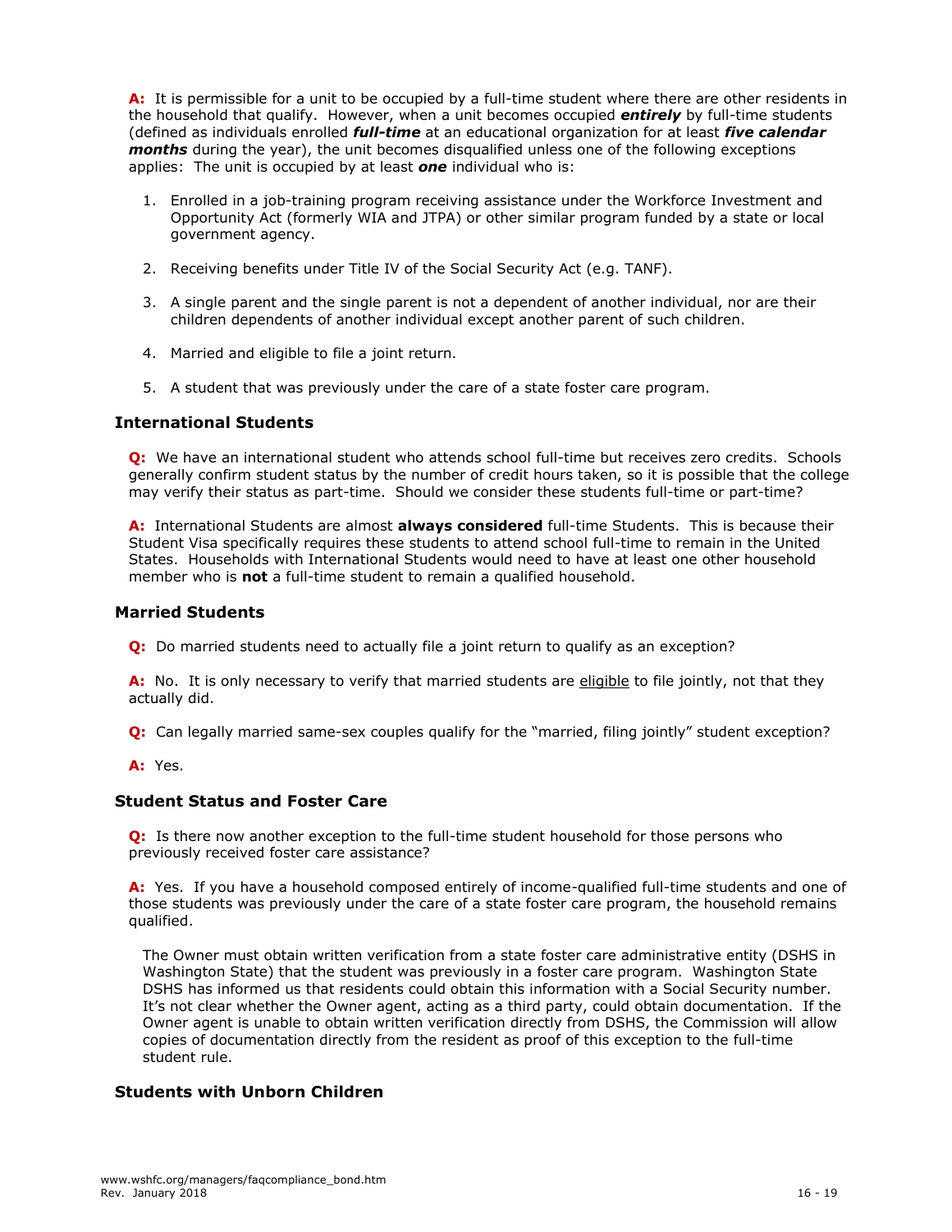**A:** It is permissible for a unit to be occupied by a full-time student where there are other residents in the household that qualify. However, when a unit becomes occupied ***entirely*** by full-time students (defined as individuals enrolled ***full-time*** at an educational organization for at least ***five calendar months*** during the year), the unit becomes disqualified unless one of the following exceptions applies: The unit is occupied by at least ***one*** individual who is:

1. Enrolled in a job-training program receiving assistance under the Workforce Investment and Opportunity Act (formerly WIA and JTPA) or other similar program funded by a state or local government agency.
2. Receiving benefits under Title IV of the Social Security Act (e.g. TANF).
3. A single parent and the single parent is not a dependent of another individual, nor are their children dependents of another individual except another parent of such children.
4. Married and eligible to file a joint return.
5. A student that was previously under the care of a state foster care program.

### International Students

**Q:** We have an international student who attends school full-time but receives zero credits. Schools generally confirm student status by the number of credit hours taken, so it is possible that the college may verify their status as part-time. Should we consider these students full-time or part-time?

**A:** International Students are almost **always considered** full-time Students. This is because their Student Visa specifically requires these students to attend school full-time to remain in the United States. Households with International Students would need to have at least one other household member who is **not** a full-time student to remain a qualified household.

### Married Students

**Q:** Do married students need to actually file a joint return to qualify as an exception?

**A:** No. It is only necessary to verify that married students are eligible to file jointly, not that they actually did.

**Q:** Can legally married same-sex couples qualify for the "married, filing jointly" student exception?

**A:** Yes.

### Student Status and Foster Care

**Q:** Is there now another exception to the full-time student household for those persons who previously received foster care assistance?

**A:** Yes. If you have a household composed entirely of income-qualified full-time students and one of those students was previously under the care of a state foster care program, the household remains qualified.

The Owner must obtain written verification from a state foster care administrative entity (DSHS in Washington State) that the student was previously in a foster care program. Washington State DSHS has informed us that residents could obtain this information with a Social Security number. It's not clear whether the Owner agent, acting as a third party, could obtain documentation. If the Owner agent is unable to obtain written verification directly from DSHS, the Commission will allow copies of documentation directly from the resident as proof of this exception to the full-time student rule.

### Students with Unborn Children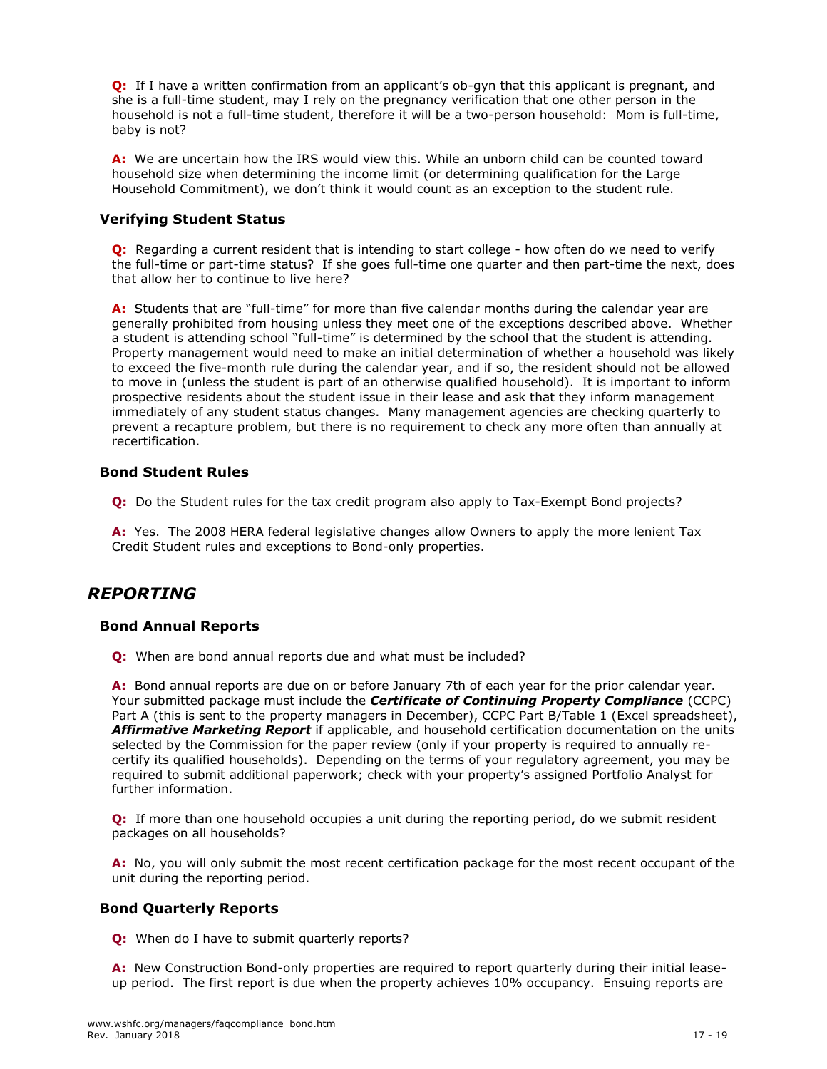**Q:** If I have a written confirmation from an applicant's ob-gyn that this applicant is pregnant, and she is a full-time student, may I rely on the pregnancy verification that one other person in the household is not a full-time student, therefore it will be a two-person household: Mom is full-time, baby is not?

**A:** We are uncertain how the IRS would view this. While an unborn child can be counted toward household size when determining the income limit (or determining qualification for the Large Household Commitment), we don't think it would count as an exception to the student rule.

### Verifying Student Status

**Q:** Regarding a current resident that is intending to start college - how often do we need to verify the full-time or part-time status? If she goes full-time one quarter and then part-time the next, does that allow her to continue to live here?

**A:** Students that are "full-time" for more than five calendar months during the calendar year are generally prohibited from housing unless they meet one of the exceptions described above. Whether a student is attending school "full-time" is determined by the school that the student is attending. Property management would need to make an initial determination of whether a household was likely to exceed the five-month rule during the calendar year, and if so, the resident should not be allowed to move in (unless the student is part of an otherwise qualified household). It is important to inform prospective residents about the student issue in their lease and ask that they inform management immediately of any student status changes. Many management agencies are checking quarterly to prevent a recapture problem, but there is no requirement to check any more often than annually at recertification.

### Bond Student Rules

**Q:** Do the Student rules for the tax credit program also apply to Tax-Exempt Bond projects?

**A:** Yes. The 2008 HERA federal legislative changes allow Owners to apply the more lenient Tax Credit Student rules and exceptions to Bond-only properties.

## *REPORTING*

### Bond Annual Reports

**Q:** When are bond annual reports due and what must be included?

**A:** Bond annual reports are due on or before January 7th of each year for the prior calendar year. Your submitted package must include the ***Certificate of Continuing Property Compliance*** (CCPC) Part A (this is sent to the property managers in December), CCPC Part B/Table 1 (Excel spreadsheet), ***Affirmative Marketing Report*** if applicable, and household certification documentation on the units selected by the Commission for the paper review (only if your property is required to annually re-certify its qualified households). Depending on the terms of your regulatory agreement, you may be required to submit additional paperwork; check with your property's assigned Portfolio Analyst for further information.

**Q:** If more than one household occupies a unit during the reporting period, do we submit resident packages on all households?

**A:** No, you will only submit the most recent certification package for the most recent occupant of the unit during the reporting period.

### Bond Quarterly Reports

**Q:** When do I have to submit quarterly reports?

**A:** New Construction Bond-only properties are required to report quarterly during their initial lease-up period. The first report is due when the property achieves 10% occupancy. Ensuing reports are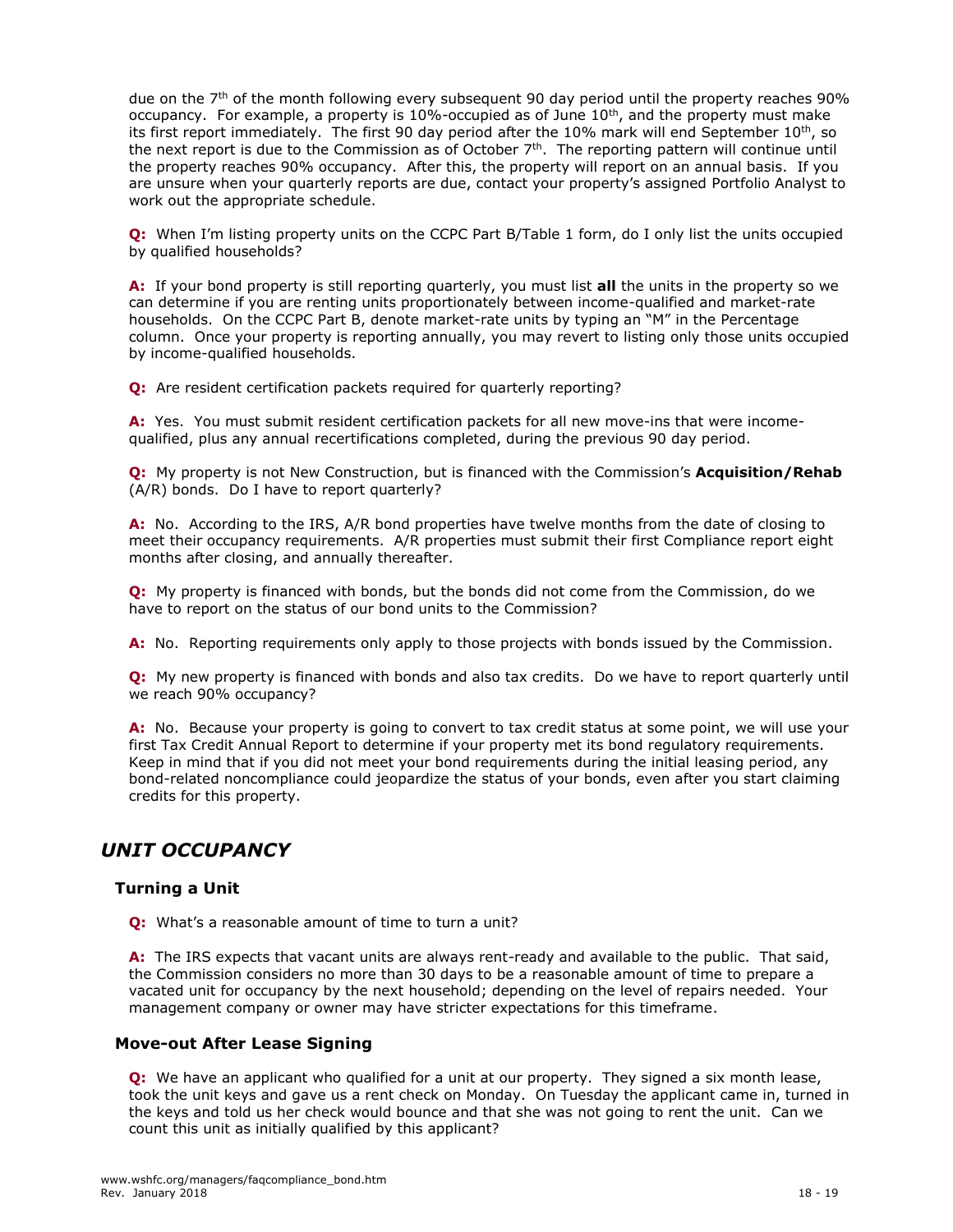due on the 7th of the month following every subsequent 90 day period until the property reaches 90% occupancy. For example, a property is 10%-occupied as of June 10th, and the property must make its first report immediately. The first 90 day period after the 10% mark will end September 10th, so the next report is due to the Commission as of October 7th. The reporting pattern will continue until the property reaches 90% occupancy. After this, the property will report on an annual basis. If you are unsure when your quarterly reports are due, contact your property's assigned Portfolio Analyst to work out the appropriate schedule.

**Q:** When I'm listing property units on the CCPC Part B/Table 1 form, do I only list the units occupied by qualified households?

**A:** If your bond property is still reporting quarterly, you must list **all** the units in the property so we can determine if you are renting units proportionately between income-qualified and market-rate households. On the CCPC Part B, denote market-rate units by typing an "M" in the Percentage column. Once your property is reporting annually, you may revert to listing only those units occupied by income-qualified households.

**Q:** Are resident certification packets required for quarterly reporting?

**A:** Yes. You must submit resident certification packets for all new move-ins that were income-qualified, plus any annual recertifications completed, during the previous 90 day period.

**Q:** My property is not New Construction, but is financed with the Commission's **Acquisition/Rehab** (A/R) bonds. Do I have to report quarterly?

**A:** No. According to the IRS, A/R bond properties have twelve months from the date of closing to meet their occupancy requirements. A/R properties must submit their first Compliance report eight months after closing, and annually thereafter.

**Q:** My property is financed with bonds, but the bonds did not come from the Commission, do we have to report on the status of our bond units to the Commission?

**A:** No. Reporting requirements only apply to those projects with bonds issued by the Commission.

**Q:** My new property is financed with bonds and also tax credits. Do we have to report quarterly until we reach 90% occupancy?

**A:** No. Because your property is going to convert to tax credit status at some point, we will use your first Tax Credit Annual Report to determine if your property met its bond regulatory requirements. Keep in mind that if you did not meet your bond requirements during the initial leasing period, any bond-related noncompliance could jeopardize the status of your bonds, even after you start claiming credits for this property.

## *UNIT OCCUPANCY*

### Turning a Unit

**Q:** What's a reasonable amount of time to turn a unit?

**A:** The IRS expects that vacant units are always rent-ready and available to the public. That said, the Commission considers no more than 30 days to be a reasonable amount of time to prepare a vacated unit for occupancy by the next household; depending on the level of repairs needed. Your management company or owner may have stricter expectations for this timeframe.

### Move-out After Lease Signing

**Q:** We have an applicant who qualified for a unit at our property. They signed a six month lease, took the unit keys and gave us a rent check on Monday. On Tuesday the applicant came in, turned in the keys and told us her check would bounce and that she was not going to rent the unit. Can we count this unit as initially qualified by this applicant?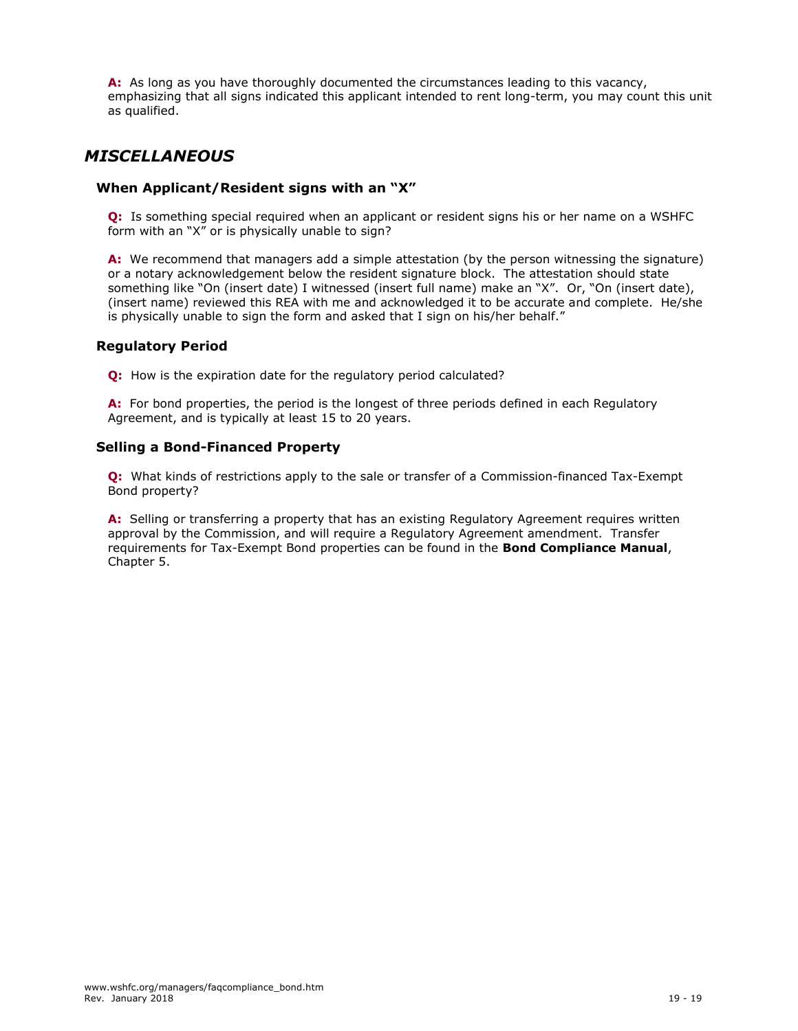**A:** As long as you have thoroughly documented the circumstances leading to this vacancy, emphasizing that all signs indicated this applicant intended to rent long-term, you may count this unit as qualified.

## *MISCELLANEOUS*

### When Applicant/Resident signs with an "X"

**Q:** Is something special required when an applicant or resident signs his or her name on a WSHFC form with an "X" or is physically unable to sign?

**A:** We recommend that managers add a simple attestation (by the person witnessing the signature) or a notary acknowledgement below the resident signature block. The attestation should state something like "On (insert date) I witnessed (insert full name) make an "X". Or, "On (insert date), (insert name) reviewed this REA with me and acknowledged it to be accurate and complete. He/she is physically unable to sign the form and asked that I sign on his/her behalf."

### Regulatory Period

**Q:** How is the expiration date for the regulatory period calculated?

**A:** For bond properties, the period is the longest of three periods defined in each Regulatory Agreement, and is typically at least 15 to 20 years.

### Selling a Bond-Financed Property

**Q:** What kinds of restrictions apply to the sale or transfer of a Commission-financed Tax-Exempt Bond property?

**A:** Selling or transferring a property that has an existing Regulatory Agreement requires written approval by the Commission, and will require a Regulatory Agreement amendment. Transfer requirements for Tax-Exempt Bond properties can be found in the **Bond Compliance Manual**, Chapter 5.